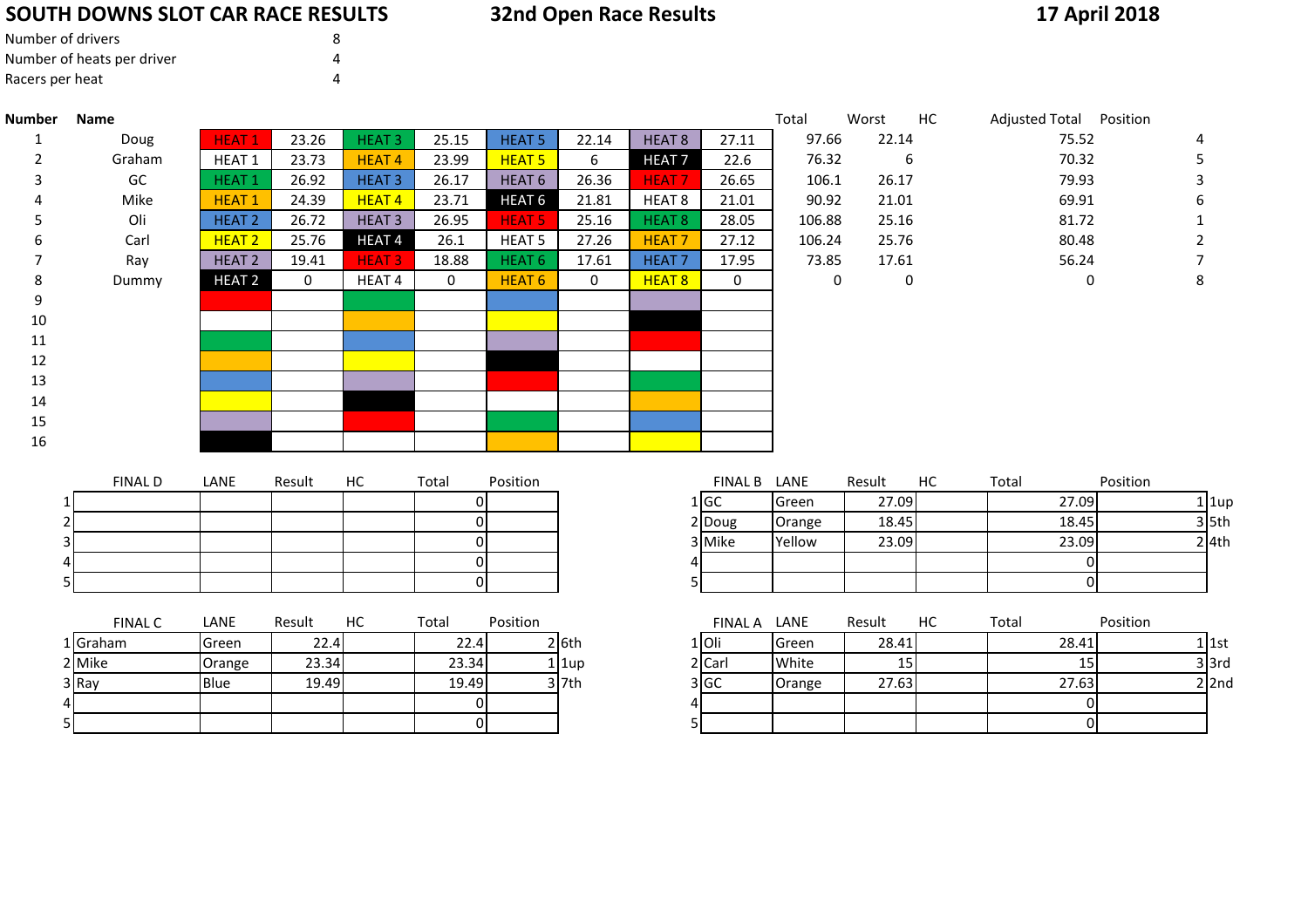# SOUTH DOWNS SLOT CAR RACE RESULTS

## 32nd Open Race Results

**17 April 2018**

| | |
|---|---|
| Number of drivers | 8 |
| Number of heats per driver | 4 |
| Racers per heat | 4 |

| Number | Name | | | | | | | | | Total | Worst | HC | Adjusted Total | Position |
|---|---|---|---|---|---|---|---|---|---|---|---|---|---|---|
| 1 | Doug | HEAT 1 | 23.26 | HEAT 3 | 25.15 | HEAT 5 | 22.14 | HEAT 8 | 27.11 | 97.66 | 22.14 | | 75.52 | 4 |
| 2 | Graham | HEAT 1 | 23.73 | HEAT 4 | 23.99 | HEAT 5 | 6 | HEAT 7 | 22.6 | 76.32 | 6 | | 70.32 | 5 |
| 3 | GC | HEAT 1 | 26.92 | HEAT 3 | 26.17 | HEAT 6 | 26.36 | HEAT 7 | 26.65 | 106.1 | 26.17 | | 79.93 | 3 |
| 4 | Mike | HEAT 1 | 24.39 | HEAT 4 | 23.71 | HEAT 6 | 21.81 | HEAT 8 | 21.01 | 90.92 | 21.01 | | 69.91 | 6 |
| 5 | Oli | HEAT 2 | 26.72 | HEAT 3 | 26.95 | HEAT 5 | 25.16 | HEAT 8 | 28.05 | 106.88 | 25.16 | | 81.72 | 1 |
| 6 | Carl | HEAT 2 | 25.76 | HEAT 4 | 26.1 | HEAT 5 | 27.26 | HEAT 7 | 27.12 | 106.24 | 25.76 | | 80.48 | 2 |
| 7 | Ray | HEAT 2 | 19.41 | HEAT 3 | 18.88 | HEAT 6 | 17.61 | HEAT 7 | 17.95 | 73.85 | 17.61 | | 56.24 | 7 |
| 8 | Dummy | HEAT 2 | 0 | HEAT 4 | 0 | HEAT 6 | 0 | HEAT 8 | 0 | 0 | 0 | | 0 | 8 |
| 9 | | | | | | | | | | | | | | |
| 10 | | | | | | | | | | | | | | |
| 11 | | | | | | | | | | | | | | |
| 12 | | | | | | | | | | | | | | |
| 13 | | | | | | | | | | | | | | |
| 14 | | | | | | | | | | | | | | |
| 15 | | | | | | | | | | | | | | |
| 16 | | | | | | | | | | | | | | |

| | FINAL D | LANE | Result | HC | Total | Position | |
|---|---|---|---|---|---|---|---|
| 1 | | | | | 0 | | |
| 2 | | | | | 0 | | |
| 3 | | | | | 0 | | |
| 4 | | | | | 0 | | |
| 5 | | | | | 0 | | |

| | FINAL B | LANE | Result | HC | Total | Position | |
|---|---|---|---|---|---|---|---|
| 1 | GC | Green | 27.09 | | 27.09 | 1 | 1up |
| 2 | Doug | Orange | 18.45 | | 18.45 | 3 | 5th |
| 3 | Mike | Yellow | 23.09 | | 23.09 | 2 | 4th |
| 4 | | | | | 0 | | |
| 5 | | | | | 0 | | |

| | FINAL C | LANE | Result | HC | Total | Position | |
|---|---|---|---|---|---|---|---|
| 1 | Graham | Green | 22.4 | | 22.4 | 2 | 6th |
| 2 | Mike | Orange | 23.34 | | 23.34 | 1 | 1up |
| 3 | Ray | Blue | 19.49 | | 19.49 | 3 | 7th |
| 4 | | | | | 0 | | |
| 5 | | | | | 0 | | |

| | FINAL A | LANE | Result | HC | Total | Position | |
|---|---|---|---|---|---|---|---|
| 1 | Oli | Green | 28.41 | | 28.41 | 1 | 1st |
| 2 | Carl | White | 15 | | 15 | 3 | 3rd |
| 3 | GC | Orange | 27.63 | | 27.63 | 2 | 2nd |
| 4 | | | | | 0 | | |
| 5 | | | | | 0 | | |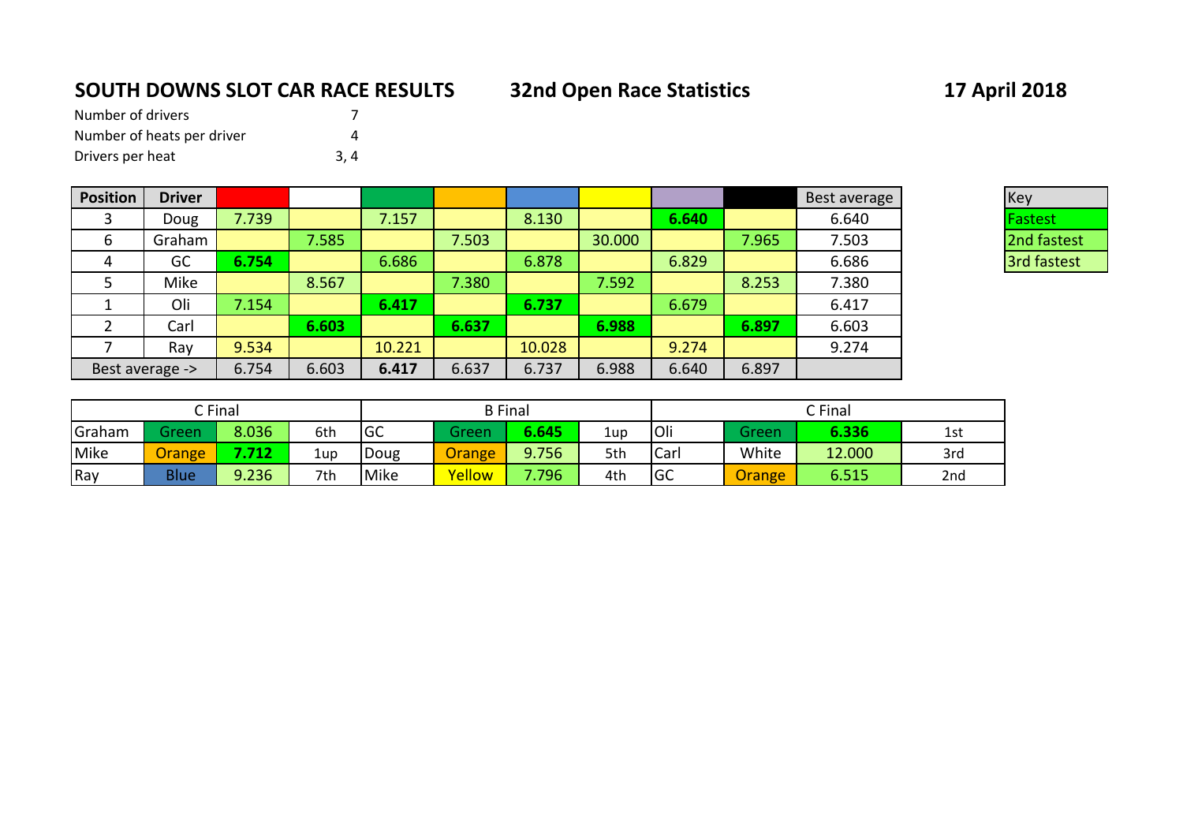**SOUTH DOWNS SLOT CAR RACE RESULTS** **32nd Open Race Statistics** **17 April 2018**

| | |
|---|---|
| Number of drivers | 7 |
| Number of heats per driver | 4 |
| Drivers per heat | 3, 4 |

| Position | Driver | Red | White | Green | Orange | Blue | Yellow | Purple | Black | Best average |
|---|---|---|---|---|---|---|---|---|---|---|
| 3 | Doug | 7.739 | | 7.157 | | 8.130 | | **6.640** | | 6.640 |
| 6 | Graham | | 7.585 | | 7.503 | | 30.000 | | 7.965 | 7.503 |
| 4 | GC | **6.754** | | 6.686 | | 6.878 | | 6.829 | | 6.686 |
| 5 | Mike | | 8.567 | | 7.380 | | 7.592 | | 8.253 | 7.380 |
| 1 | Oli | 7.154 | | **6.417** | | **6.737** | | 6.679 | | 6.417 |
| 2 | Carl | | **6.603** | | **6.637** | | **6.988** | | **6.897** | 6.603 |
| 7 | Ray | 9.534 | | 10.221 | | 10.028 | | 9.274 | | 9.274 |
| Best average -> | | 6.754 | 6.603 | **6.417** | 6.637 | 6.737 | 6.988 | 6.640 | 6.897 | |

| Key |
|---|
| Fastest |
| 2nd fastest |
| 3rd fastest |

| C Final | | | | B Final | | | | C Final | | | |
|---|---|---|---|---|---|---|---|---|---|---|---|
| Graham | Green | 8.036 | 6th | GC | Green | **6.645** | 1up | Oli | Green | **6.336** | 1st |
| Mike | Orange | **7.712** | 1up | Doug | Orange | 9.756 | 5th | Carl | White | 12.000 | 3rd |
| Ray | Blue | 9.236 | 7th | Mike | Yellow | 7.796 | 4th | GC | Orange | 6.515 | 2nd |